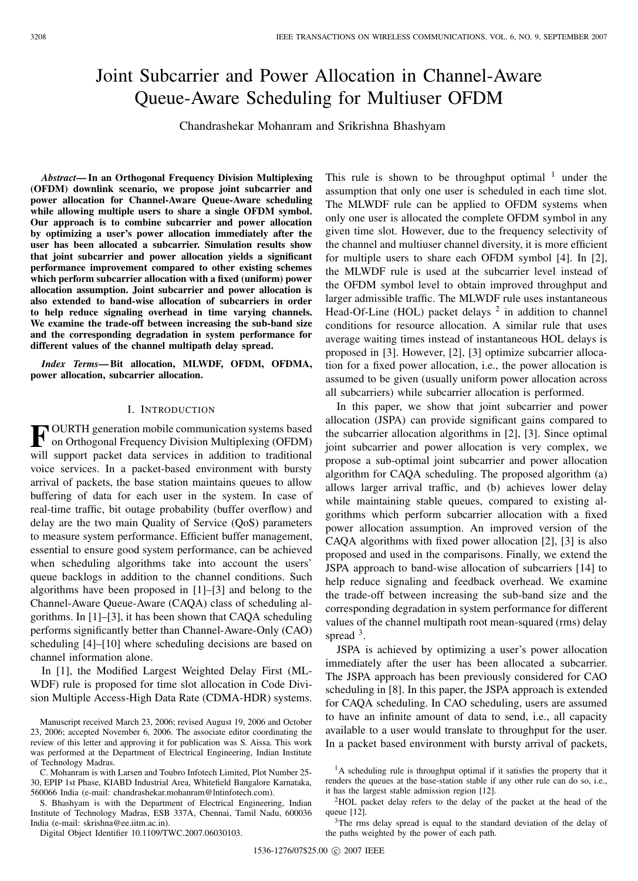# Joint Subcarrier and Power Allocation in Channel-Aware Queue-Aware Scheduling for Multiuser OFDM

Chandrashekar Mohanram and Srikrishna Bhashyam

***Abstract*— In an Orthogonal Frequency Division Multiplexing (OFDM) downlink scenario, we propose joint subcarrier and power allocation for Channel-Aware Queue-Aware scheduling while allowing multiple users to share a single OFDM symbol. Our approach is to combine subcarrier and power allocation by optimizing a user's power allocation immediately after the user has been allocated a subcarrier. Simulation results show that joint subcarrier and power allocation yields a significant performance improvement compared to other existing schemes which perform subcarrier allocation with a fixed (uniform) power allocation assumption. Joint subcarrier and power allocation is also extended to band-wise allocation of subcarriers in order to help reduce signaling overhead in time varying channels. We examine the trade-off between increasing the sub-band size and the corresponding degradation in system performance for different values of the channel multipath delay spread.**

***Index Terms*— Bit allocation, MLWDF, OFDM, OFDMA, power allocation, subcarrier allocation.**

## I. Introduction

Fourth generation mobile communication systems based on Orthogonal Frequency Division Multiplexing (OFDM) will support packet data services in addition to traditional voice services. In a packet-based environment with bursty arrival of packets, the base station maintains queues to allow buffering of data for each user in the system. In case of real-time traffic, bit outage probability (buffer overflow) and delay are the two main Quality of Service (QoS) parameters to measure system performance. Efficient buffer management, essential to ensure good system performance, can be achieved when scheduling algorithms take into account the users' queue backlogs in addition to the channel conditions. Such algorithms have been proposed in [1]–[3] and belong to the Channel-Aware Queue-Aware (CAQA) class of scheduling algorithms. In [1]–[3], it has been shown that CAQA scheduling performs significantly better than Channel-Aware-Only (CAO) scheduling [4]–[10] where scheduling decisions are based on channel information alone.

In [1], the Modified Largest Weighted Delay First (MLWDF) rule is proposed for time slot allocation in Code Division Multiple Access-High Data Rate (CDMA-HDR) systems. This rule is shown to be throughput optimal [1] under the assumption that only one user is scheduled in each time slot. The MLWDF rule can be applied to OFDM systems when only one user is allocated the complete OFDM symbol in any given time slot. However, due to the frequency selectivity of the channel and multiuser channel diversity, it is more efficient for multiple users to share each OFDM symbol [4]. In [2], the MLWDF rule is used at the subcarrier level instead of the OFDM symbol level to obtain improved throughput and larger admissible traffic. The MLWDF rule uses instantaneous Head-Of-Line (HOL) packet delays [2] in addition to channel conditions for resource allocation. A similar rule that uses average waiting times instead of instantaneous HOL delays is proposed in [3]. However, [2], [3] optimize subcarrier allocation for a fixed power allocation, i.e., the power allocation is assumed to be given (usually uniform power allocation across all subcarriers) while subcarrier allocation is performed.

In this paper, we show that joint subcarrier and power allocation (JSPA) can provide significant gains compared to the subcarrier allocation algorithms in [2], [3]. Since optimal joint subcarrier and power allocation is very complex, we propose a sub-optimal joint subcarrier and power allocation algorithm for CAQA scheduling. The proposed algorithm (a) allows larger arrival traffic, and (b) achieves lower delay while maintaining stable queues, compared to existing algorithms which perform subcarrier allocation with a fixed power allocation assumption. An improved version of the CAQA algorithms with fixed power allocation [2], [3] is also proposed and used in the comparisons. Finally, we extend the JSPA approach to band-wise allocation of subcarriers [14] to help reduce signaling and feedback overhead. We examine the trade-off between increasing the sub-band size and the corresponding degradation in system performance for different values of the channel multipath root mean-squared (rms) delay spread [3].

JSPA is achieved by optimizing a user's power allocation immediately after the user has been allocated a subcarrier. The JSPA approach has been previously considered for CAO scheduling in [8]. In this paper, the JSPA approach is extended for CAQA scheduling. In CAO scheduling, users are assumed to have an infinite amount of data to send, i.e., all capacity available to a user would translate to throughput for the user. In a packet based environment with bursty arrival of packets,

---

Manuscript received March 23, 2006; revised August 19, 2006 and October 23, 2006; accepted November 6, 2006. The associate editor coordinating the review of this letter and approving it for publication was S. Aissa. This work was performed at the Department of Electrical Engineering, Indian Institute of Technology Madras.

C. Mohanram is with Larsen and Toubro Infotech Limited, Plot Number 25-30, EPIP 1st Phase, KIABD Industrial Area, Whitefield Bangalore Karnataka, 560066 India (e-mail: chandrashekar.mohanram@lntinfotech.com).

S. Bhashyam is with the Department of Electrical Engineering, Indian Institute of Technology Madras, ESB 337A, Chennai, Tamil Nadu, 600036 India (e-mail: skrishna@ee.iitm.ac.in).

Digital Object Identifier 10.1109/TWC.2007.06030103.

[1] A scheduling rule is throughput optimal if it satisfies the property that it renders the queues at the base-station stable if any other rule can do so, i.e., it has the largest stable admission region [12].

[2] HOL packet delay refers to the delay of the packet at the head of the queue [12].

[3] The rms delay spread is equal to the standard deviation of the delay of the paths weighted by the power of each path.

1536-1276/07$25.00 © 2007 IEEE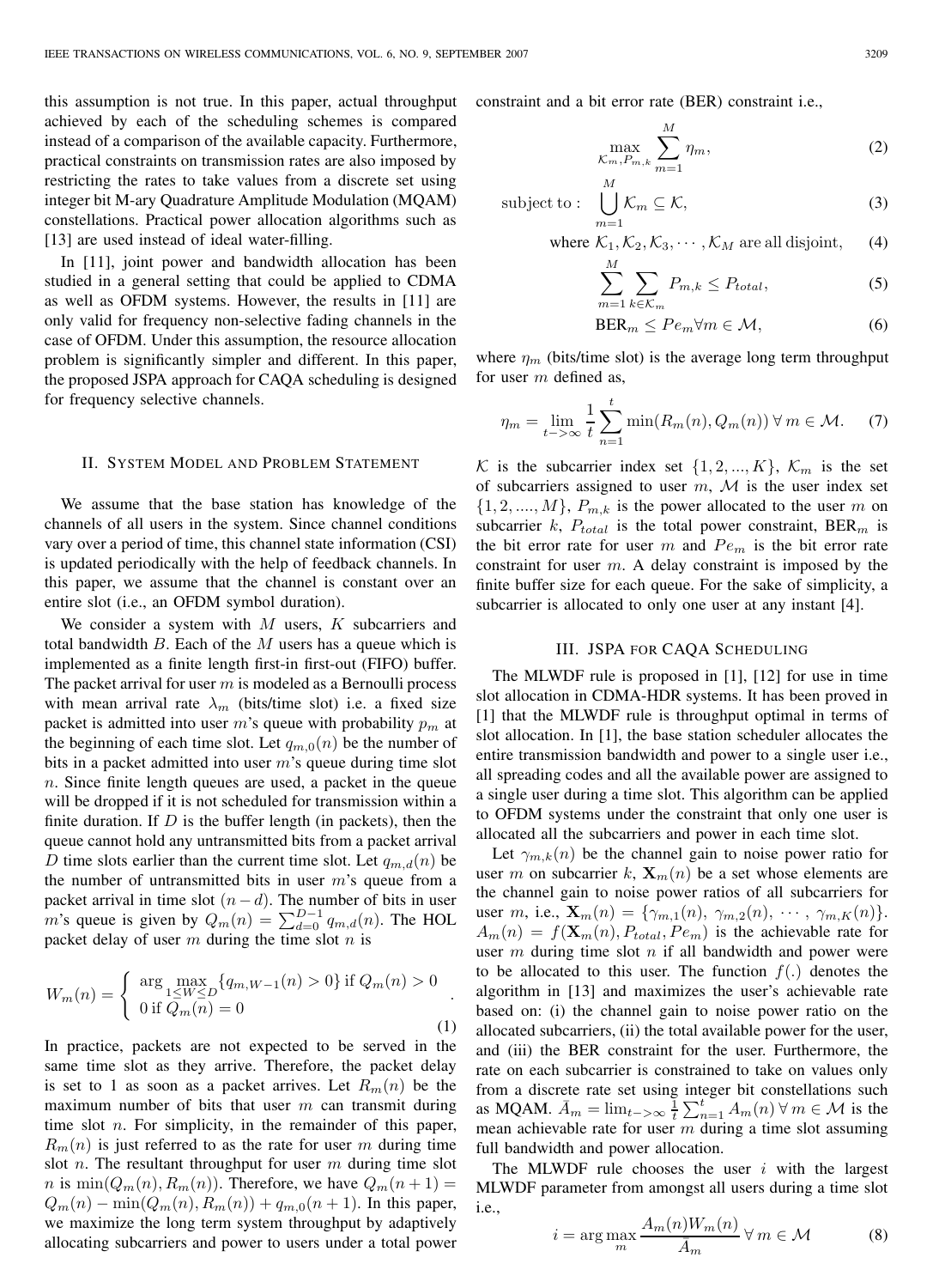this assumption is not true. In this paper, actual throughput achieved by each of the scheduling schemes is compared instead of a comparison of the available capacity. Furthermore, practical constraints on transmission rates are also imposed by restricting the rates to take values from a discrete set using integer bit M-ary Quadrature Amplitude Modulation (MQAM) constellations. Practical power allocation algorithms such as [13] are used instead of ideal water-filling.

In [11], joint power and bandwidth allocation has been studied in a general setting that could be applied to CDMA as well as OFDM systems. However, the results in [11] are only valid for frequency non-selective fading channels in the case of OFDM. Under this assumption, the resource allocation problem is significantly simpler and different. In this paper, the proposed JSPA approach for CAQA scheduling is designed for frequency selective channels.

## II. System Model and Problem Statement

We assume that the base station has knowledge of the channels of all users in the system. Since channel conditions vary over a period of time, this channel state information (CSI) is updated periodically with the help of feedback channels. In this paper, we assume that the channel is constant over an entire slot (i.e., an OFDM symbol duration).

We consider a system with $M$ users, $K$ subcarriers and total bandwidth $B$. Each of the $M$ users has a queue which is implemented as a finite length first-in first-out (FIFO) buffer. The packet arrival for user $m$ is modeled as a Bernoulli process with mean arrival rate $\lambda_m$ (bits/time slot) i.e. a fixed size packet is admitted into user $m$'s queue with probability $p_m$ at the beginning of each time slot. Let $q_{m,0}(n)$ be the number of bits in a packet admitted into user $m$'s queue during time slot $n$. Since finite length queues are used, a packet in the queue will be dropped if it is not scheduled for transmission within a finite duration. If $D$ is the buffer length (in packets), then the queue cannot hold any untransmitted bits from a packet arrival $D$ time slots earlier than the current time slot. Let $q_{m,d}(n)$ be the number of untransmitted bits in user $m$'s queue from a packet arrival in time slot $(n-d)$. The number of bits in user $m$'s queue is given by $Q_m(n) = \sum_{d=0}^{D-1} q_{m,d}(n)$. The HOL packet delay of user $m$ during the time slot $n$ is

$$W_m(n) = \begin{cases} \arg \max\limits_{1 \leq W \leq D} \{q_{m,W-1}(n) > 0\} \text{ if } Q_m(n) > 0 \\ 0 \text{ if } Q_m(n) = 0 \end{cases}. \tag{1}$$

In practice, packets are not expected to be served in the same time slot as they arrive. Therefore, the packet delay is set to 1 as soon as a packet arrives. Let $R_m(n)$ be the maximum number of bits that user $m$ can transmit during time slot $n$. For simplicity, in the remainder of this paper, $R_m(n)$ is just referred to as the rate for user $m$ during time slot $n$. The resultant throughput for user $m$ during time slot $n$ is $\min(Q_m(n), R_m(n))$. Therefore, we have $Q_m(n+1) = Q_m(n) - \min(Q_m(n), R_m(n)) + q_{m,0}(n+1)$. In this paper, we maximize the long term system throughput by adaptively allocating subcarriers and power to users under a total power constraint and a bit error rate (BER) constraint i.e.,

$$\max_{\mathcal{K}_m, P_{m,k}} \sum_{m=1}^{M} \eta_m, \tag{2}$$

$$\text{subject to : } \bigcup_{m=1}^{M} \mathcal{K}_m \subseteq \mathcal{K}, \tag{3}$$

$$\text{where } \mathcal{K}_1, \mathcal{K}_2, \mathcal{K}_3, \cdots, \mathcal{K}_M \text{ are all disjoint,} \tag{4}$$

$$\sum_{m=1}^{M} \sum_{k \in \mathcal{K}_m} P_{m,k} \leq P_{total}, \tag{5}$$

$$\text{BER}_m \leq Pe_m \forall m \in \mathcal{M}, \tag{6}$$

where $\eta_m$ (bits/time slot) is the average long term throughput for user $m$ defined as,

$$\eta_m = \lim_{t->\infty} \frac{1}{t} \sum_{n=1}^{t} \min(R_m(n), Q_m(n)) \, \forall \, m \in \mathcal{M}. \tag{7}$$

$\mathcal{K}$ is the subcarrier index set $\{1, 2, ..., K\}$, $\mathcal{K}_m$ is the set of subcarriers assigned to user $m$, $\mathcal{M}$ is the user index set $\{1, 2, ...., M\}$, $P_{m,k}$ is the power allocated to the user $m$ on subcarrier $k$, $P_{total}$ is the total power constraint, $\text{BER}_m$ is the bit error rate for user $m$ and $Pe_m$ is the bit error rate constraint for user $m$. A delay constraint is imposed by the finite buffer size for each queue. For the sake of simplicity, a subcarrier is allocated to only one user at any instant [4].

## III. JSPA for CAQA Scheduling

The MLWDF rule is proposed in [1], [12] for use in time slot allocation in CDMA-HDR systems. It has been proved in [1] that the MLWDF rule is throughput optimal in terms of slot allocation. In [1], the base station scheduler allocates the entire transmission bandwidth and power to a single user i.e., all spreading codes and all the available power are assigned to a single user during a time slot. This algorithm can be applied to OFDM systems under the constraint that only one user is allocated all the subcarriers and power in each time slot.

Let $\gamma_{m,k}(n)$ be the channel gain to noise power ratio for user $m$ on subcarrier $k$, $\mathbf{X}_m(n)$ be a set whose elements are the channel gain to noise power ratios of all subcarriers for user $m$, i.e., $\mathbf{X}_m(n) = \{\gamma_{m,1}(n), \gamma_{m,2}(n), \cdots, \gamma_{m,K}(n)\}$. $A_m(n) = f(\mathbf{X}_m(n), P_{total}, Pe_m)$ is the achievable rate for user $m$ during time slot $n$ if all bandwidth and power were to be allocated to this user. The function $f(.)$ denotes the algorithm in [13] and maximizes the user's achievable rate based on: (i) the channel gain to noise power ratio on the allocated subcarriers, (ii) the total available power for the user, and (iii) the BER constraint for the user. Furthermore, the rate on each subcarrier is constrained to take on values only from a discrete rate set using integer bit constellations such as MQAM. $\bar{A}_m = \lim_{t->\infty} \frac{1}{t} \sum_{n=1}^{t} A_m(n) \, \forall \, m \in \mathcal{M}$ is the mean achievable rate for user $m$ during a time slot assuming full bandwidth and power allocation.

The MLWDF rule chooses the user $i$ with the largest MLWDF parameter from amongst all users during a time slot i.e.,

$$i = \arg \max_m \frac{A_m(n) W_m(n)}{\bar{A}_m} \, \forall \, m \in \mathcal{M} \tag{8}$$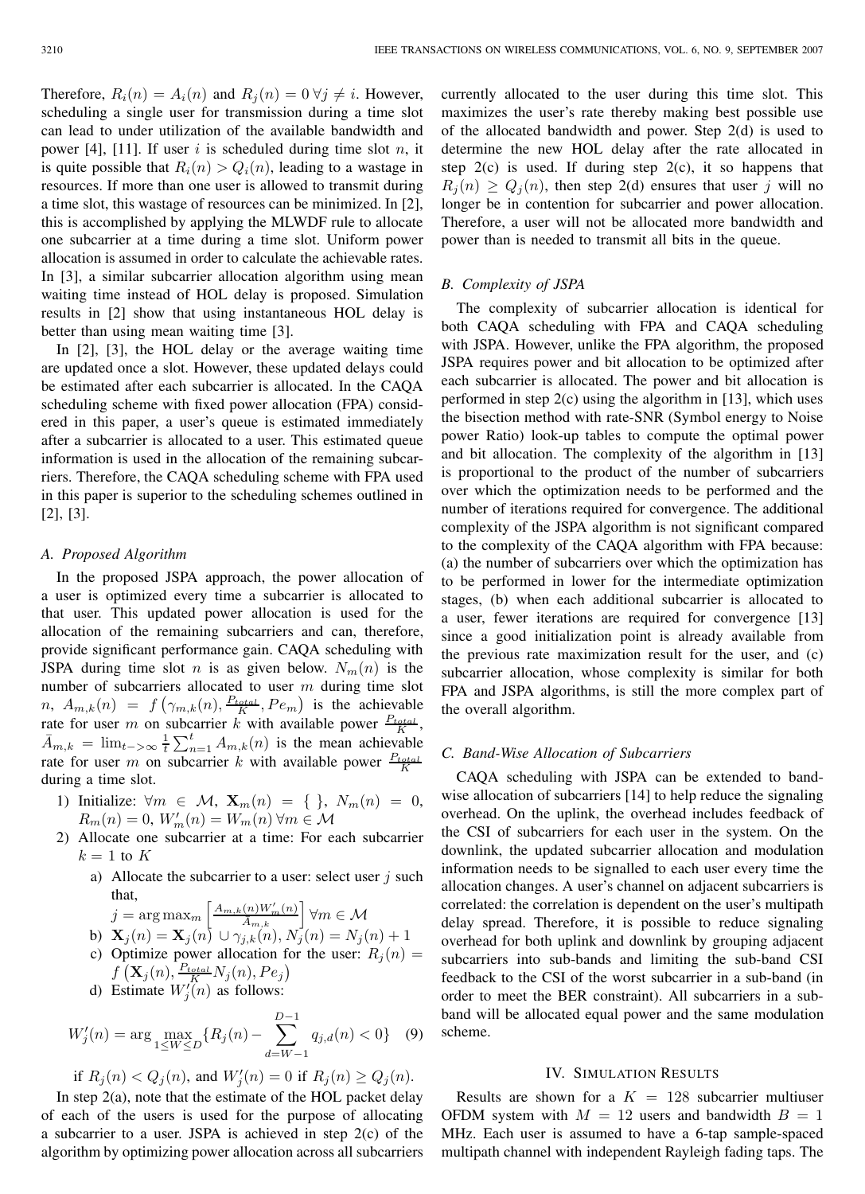Therefore, $R_i(n) = A_i(n)$ and $R_j(n) = 0 \, \forall j \neq i$. However, scheduling a single user for transmission during a time slot can lead to under utilization of the available bandwidth and power [4], [11]. If user $i$ is scheduled during time slot $n$, it is quite possible that $R_i(n) > Q_i(n)$, leading to a wastage in resources. If more than one user is allowed to transmit during a time slot, this wastage of resources can be minimized. In [2], this is accomplished by applying the MLWDF rule to allocate one subcarrier at a time during a time slot. Uniform power allocation is assumed in order to calculate the achievable rates. In [3], a similar subcarrier allocation algorithm using mean waiting time instead of HOL delay is proposed. Simulation results in [2] show that using instantaneous HOL delay is better than using mean waiting time [3].

In [2], [3], the HOL delay or the average waiting time are updated once a slot. However, these updated delays could be estimated after each subcarrier is allocated. In the CAQA scheduling scheme with fixed power allocation (FPA) considered in this paper, a user's queue is estimated immediately after a subcarrier is allocated to a user. This estimated queue information is used in the allocation of the remaining subcarriers. Therefore, the CAQA scheduling scheme with FPA used in this paper is superior to the scheduling schemes outlined in [2], [3].

### A. Proposed Algorithm

In the proposed JSPA approach, the power allocation of a user is optimized every time a subcarrier is allocated to that user. This updated power allocation is used for the allocation of the remaining subcarriers and can, therefore, provide significant performance gain. CAQA scheduling with JSPA during time slot $n$ is as given below. $N_m(n)$ is the number of subcarriers allocated to user $m$ during time slot $n$, $A_{m,k}(n) = f\left(\gamma_{m,k}(n), \frac{P_{total}}{K}, Pe_m\right)$ is the achievable rate for user $m$ on subcarrier $k$ with available power $\frac{P_{total}}{K}$, $\bar{A}_{m,k} = \lim_{t->\infty} \frac{1}{t}\sum_{n=1}^{t} A_{m,k}(n)$ is the mean achievable rate for user $m$ on subcarrier $k$ with available power $\frac{P_{total}}{K}$ during a time slot.

1) Initialize: $\forall m \in \mathcal{M}$, $\mathbf{X}_m(n) = \{\ \}$, $N_m(n) = 0$, $R_m(n) = 0$, $W'_m(n) = W_m(n) \, \forall m \in \mathcal{M}$
2) Allocate one subcarrier at a time: For each subcarrier $k = 1$ to $K$
   a) Allocate the subcarrier to a user: select user $j$ such that,
      $j = \arg\max_m \left[\frac{A_{m,k}(n) W'_m(n)}{\bar{A}_{m,k}}\right] \forall m \in \mathcal{M}$
   b) $\mathbf{X}_j(n) = \mathbf{X}_j(n) \cup \gamma_{j,k}(n)$, $N_j(n) = N_j(n) + 1$
   c) Optimize power allocation for the user: $R_j(n) = f\left(\mathbf{X}_j(n), \frac{P_{total}}{K} N_j(n), Pe_j\right)$
   d) Estimate $W'_j(n)$ as follows:

$$W'_j(n) = \arg \max_{1 \leq W \leq D} \{R_j(n) - \sum_{d=W-1}^{D-1} q_{j,d}(n) < 0\} \quad (9)$$

if $R_j(n) < Q_j(n)$, and $W'_j(n) = 0$ if $R_j(n) \geq Q_j(n)$.

In step 2(a), note that the estimate of the HOL packet delay of each of the users is used for the purpose of allocating a subcarrier to a user. JSPA is achieved in step 2(c) of the algorithm by optimizing power allocation across all subcarriers currently allocated to the user during this time slot. This maximizes the user's rate thereby making best possible use of the allocated bandwidth and power. Step 2(d) is used to determine the new HOL delay after the rate allocated in step 2(c) is used. If during step 2(c), it so happens that $R_j(n) \geq Q_j(n)$, then step 2(d) ensures that user $j$ will no longer be in contention for subcarrier and power allocation. Therefore, a user will not be allocated more bandwidth and power than is needed to transmit all bits in the queue.

### B. Complexity of JSPA

The complexity of subcarrier allocation is identical for both CAQA scheduling with FPA and CAQA scheduling with JSPA. However, unlike the FPA algorithm, the proposed JSPA requires power and bit allocation to be optimized after each subcarrier is allocated. The power and bit allocation is performed in step 2(c) using the algorithm in [13], which uses the bisection method with rate-SNR (Symbol energy to Noise power Ratio) look-up tables to compute the optimal power and bit allocation. The complexity of the algorithm in [13] is proportional to the product of the number of subcarriers over which the optimization needs to be performed and the number of iterations required for convergence. The additional complexity of the JSPA algorithm is not significant compared to the complexity of the CAQA algorithm with FPA because: (a) the number of subcarriers over which the optimization has to be performed in lower for the intermediate optimization stages, (b) when each additional subcarrier is allocated to a user, fewer iterations are required for convergence [13] since a good initialization point is already available from the previous rate maximization result for the user, and (c) subcarrier allocation, whose complexity is similar for both FPA and JSPA algorithms, is still the more complex part of the overall algorithm.

### C. Band-Wise Allocation of Subcarriers

CAQA scheduling with JSPA can be extended to band-wise allocation of subcarriers [14] to help reduce the signaling overhead. On the uplink, the overhead includes feedback of the CSI of subcarriers for each user in the system. On the downlink, the updated subcarrier allocation and modulation information needs to be signalled to each user every time the allocation changes. A user's channel on adjacent subcarriers is correlated: the correlation is dependent on the user's multipath delay spread. Therefore, it is possible to reduce signaling overhead for both uplink and downlink by grouping adjacent subcarriers into sub-bands and limiting the sub-band CSI feedback to the CSI of the worst subcarrier in a sub-band (in order to meet the BER constraint). All subcarriers in a sub-band will be allocated equal power and the same modulation scheme.

## IV. Simulation Results

Results are shown for a $K = 128$ subcarrier multiuser OFDM system with $M = 12$ users and bandwidth $B = 1$ MHz. Each user is assumed to have a 6-tap sample-spaced multipath channel with independent Rayleigh fading taps. The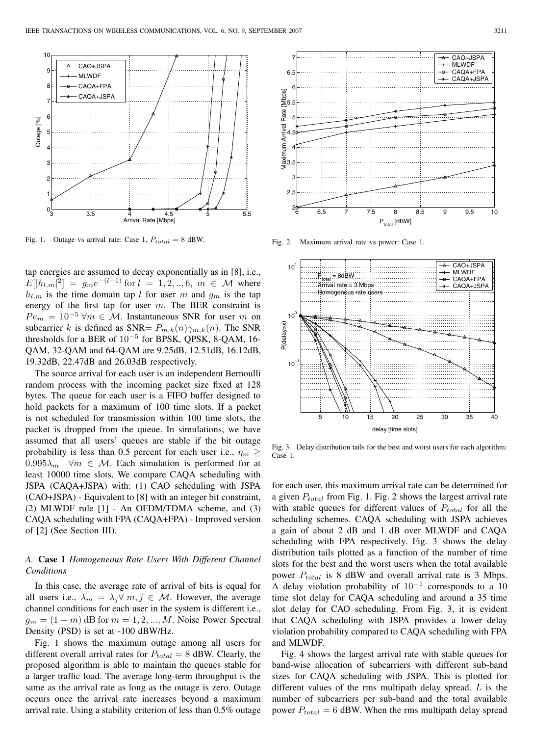Fig. 1. Outage vs arrival rate: Case 1, $P_{total} = 8$ dBW.

Fig. 2. Maximum arrival rate vs power: Case 1.

Fig. 3. Delay distribution tails for the best and worst users for each algorithm: Case 1.

tap energies are assumed to decay exponentially as in [8], i.e., $E[|h_{l,m}|^2] = g_m e^{-(l-1)}$ for $l = 1, 2, .., 6,\ m \in \mathcal{M}$ where $h_{l,m}$ is the time domain tap $l$ for user $m$ and $g_m$ is the tap energy of the first tap for user $m$. The BER constraint is $Pe_m = 10^{-5}\ \forall m \in \mathcal{M}$. Instantaneous SNR for user $m$ on subcarrier $k$ is defined as SNR$= P_{m,k}(n)\gamma_{m,k}(n)$. The SNR thresholds for a BER of $10^{-5}$ for BPSK, QPSK, 8-QAM, 16-QAM, 32-QAM and 64-QAM are 9.25dB, 12.51dB, 16.12dB, 19.32dB, 22.47dB and 26.03dB respectively.

The source arrival for each user is an independent Bernoulli random process with the incoming packet size fixed at 128 bytes. The queue for each user is a FIFO buffer designed to hold packets for a maximum of 100 time slots. If a packet is not scheduled for transmission within 100 time slots, the packet is dropped from the queue. In simulations, we have assumed that all users' queues are stable if the bit outage probability is less than 0.5 percent for each user i.e., $\eta_m \geq 0.995\lambda_m \quad \forall m \in \mathcal{M}$. Each simulation is performed for at least 10000 time slots. We compare CAQA scheduling with JSPA (CAQA+JSPA) with: (1) CAO scheduling with JSPA (CAO+JSPA) - Equivalent to [8] with an integer bit constraint, (2) MLWDF rule [1] - An OFDM/TDMA scheme, and (3) CAQA scheduling with FPA (CAQA+FPA) - Improved version of [2] (See Section III).

### *A.* **Case 1** *Homogeneous Rate Users With Different Channel Conditions*

In this case, the average rate of arrival of bits is equal for all users i.e., $\lambda_m = \lambda_j \forall\ m, j \in \mathcal{M}$. However, the average channel conditions for each user in the system is different i.e., $g_m = (1 - m)$ dB for $m = 1, 2, ..., M$. Noise Power Spectral Density (PSD) is set at -100 dBW/Hz.

Fig. 1 shows the maximum outage among all users for different overall arrival rates for $P_{total} = 8$ dBW. Clearly, the proposed algorithm is able to maintain the queues stable for a larger traffic load. The average long-term throughput is the same as the arrival rate as long as the outage is zero. Outage occurs once the arrival rate increases beyond a maximum arrival rate. Using a stability criterion of less than 0.5% outage for each user, this maximum arrival rate can be determined for a given $P_{total}$ from Fig. 1. Fig. 2 shows the largest arrival rate with stable queues for different values of $P_{total}$ for all the scheduling schemes. CAQA scheduling with JSPA achieves a gain of about 2 dB and 1 dB over MLWDF and CAQA scheduling with FPA respectively. Fig. 3 shows the delay distribution tails plotted as a function of the number of time slots for the best and the worst users when the total available power $P_{total}$ is 8 dBW and overall arrival rate is 3 Mbps. A delay violation probability of $10^{-1}$ corresponds to a 10 time slot delay for CAQA scheduling and around a 35 time slot delay for CAO scheduling. From Fig. 3, it is evident that CAQA scheduling with JSPA provides a lower delay violation probability compared to CAQA scheduling with FPA and MLWDF.

Fig. 4 shows the largest arrival rate with stable queues for band-wise allocation of subcarriers with different sub-band sizes for CAQA scheduling with JSPA. This is plotted for different values of the rms multipath delay spread. $L$ is the number of subcarriers per sub-band and the total available power $P_{total} = 6$ dBW. When the rms multipath delay spread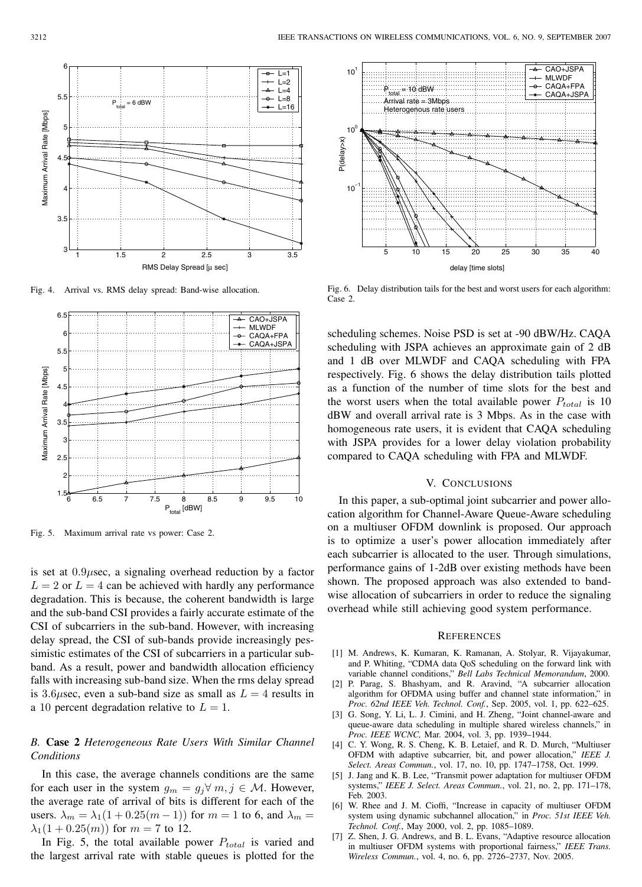Fig. 4. Arrival vs. RMS delay spread: Band-wise allocation.

Fig. 5. Maximum arrival rate vs power: Case 2.

is set at $0.9\mu$sec, a signaling overhead reduction by a factor $L = 2$ or $L = 4$ can be achieved with hardly any performance degradation. This is because, the coherent bandwidth is large and the sub-band CSI provides a fairly accurate estimate of the CSI of subcarriers in the sub-band. However, with increasing delay spread, the CSI of sub-bands provide increasingly pessimistic estimates of the CSI of subcarriers in a particular sub-band. As a result, power and bandwidth allocation efficiency falls with increasing sub-band size. When the rms delay spread is $3.6\mu$sec, even a sub-band size as small as $L = 4$ results in a 10 percent degradation relative to $L = 1$.

### *B.* **Case 2** *Heterogeneous Rate Users With Similar Channel Conditions*

In this case, the average channels conditions are the same for each user in the system $g_m = g_j \forall\, m, j \in \mathcal{M}$. However, the average rate of arrival of bits is different for each of the users. $\lambda_m = \lambda_1(1 + 0.25(m - 1))$ for $m = 1$ to 6, and $\lambda_m = \lambda_1(1 + 0.25(m))$ for $m = 7$ to 12.

In Fig. 5, the total available power $P_{total}$ is varied and the largest arrival rate with stable queues is plotted for the scheduling schemes. Noise PSD is set at -90 dBW/Hz. CAQA scheduling with JSPA achieves an approximate gain of 2 dB and 1 dB over MLWDF and CAQA scheduling with FPA respectively. Fig. 6 shows the delay distribution tails plotted as a function of the number of time slots for the best and the worst users when the total available power $P_{total}$ is 10 dBW and overall arrival rate is 3 Mbps. As in the case with homogeneous rate users, it is evident that CAQA scheduling with JSPA provides for a lower delay violation probability compared to CAQA scheduling with FPA and MLWDF.

Fig. 6. Delay distribution tails for the best and worst users for each algorithm: Case 2.

## V. Conclusions

In this paper, a sub-optimal joint subcarrier and power allocation algorithm for Channel-Aware Queue-Aware scheduling on a multiuser OFDM downlink is proposed. Our approach is to optimize a user's power allocation immediately after each subcarrier is allocated to the user. Through simulations, performance gains of 1-2dB over existing methods have been shown. The proposed approach was also extended to band-wise allocation of subcarriers in order to reduce the signaling overhead while still achieving good system performance.

## References

[1] M. Andrews, K. Kumaran, K. Ramanan, A. Stolyar, R. Vijayakumar, and P. Whiting, "CDMA data QoS scheduling on the forward link with variable channel conditions," *Bell Labs Technical Memorandum*, 2000.

[2] P. Parag, S. Bhashyam, and R. Aravind, "A subcarrier allocation algorithm for OFDMA using buffer and channel state information," in *Proc. 62nd IEEE Veh. Technol. Conf.*, Sep. 2005, vol. 1, pp. 622–625.

[3] G. Song, Y. Li, L. J. Cimini, and H. Zheng, "Joint channel-aware and queue-aware data scheduling in multiple shared wireless channels," in *Proc. IEEE WCNC,* Mar. 2004, vol. 3, pp. 1939–1944.

[4] C. Y. Wong, R. S. Cheng, K. B. Letaief, and R. D. Murch, "Multiuser OFDM with adaptive subcarrier, bit, and power allocation," *IEEE J. Select. Areas Commun.*, vol. 17, no. 10, pp. 1747–1758, Oct. 1999.

[5] J. Jang and K. B. Lee, "Transmit power adaptation for multiuser OFDM systems," *IEEE J. Select. Areas Commun.*, vol. 21, no. 2, pp. 171–178, Feb. 2003.

[6] W. Rhee and J. M. Cioffi, "Increase in capacity of multiuser OFDM system using dynamic subchannel allocation," in *Proc. 51st IEEE Veh. Technol. Conf.*, May 2000, vol. 2, pp. 1085–1089.

[7] Z. Shen, J. G. Andrews, and B. L. Evans, "Adaptive resource allocation in multiuser OFDM systems with proportional fairness," *IEEE Trans. Wireless Commun.*, vol. 4, no. 6, pp. 2726–2737, Nov. 2005.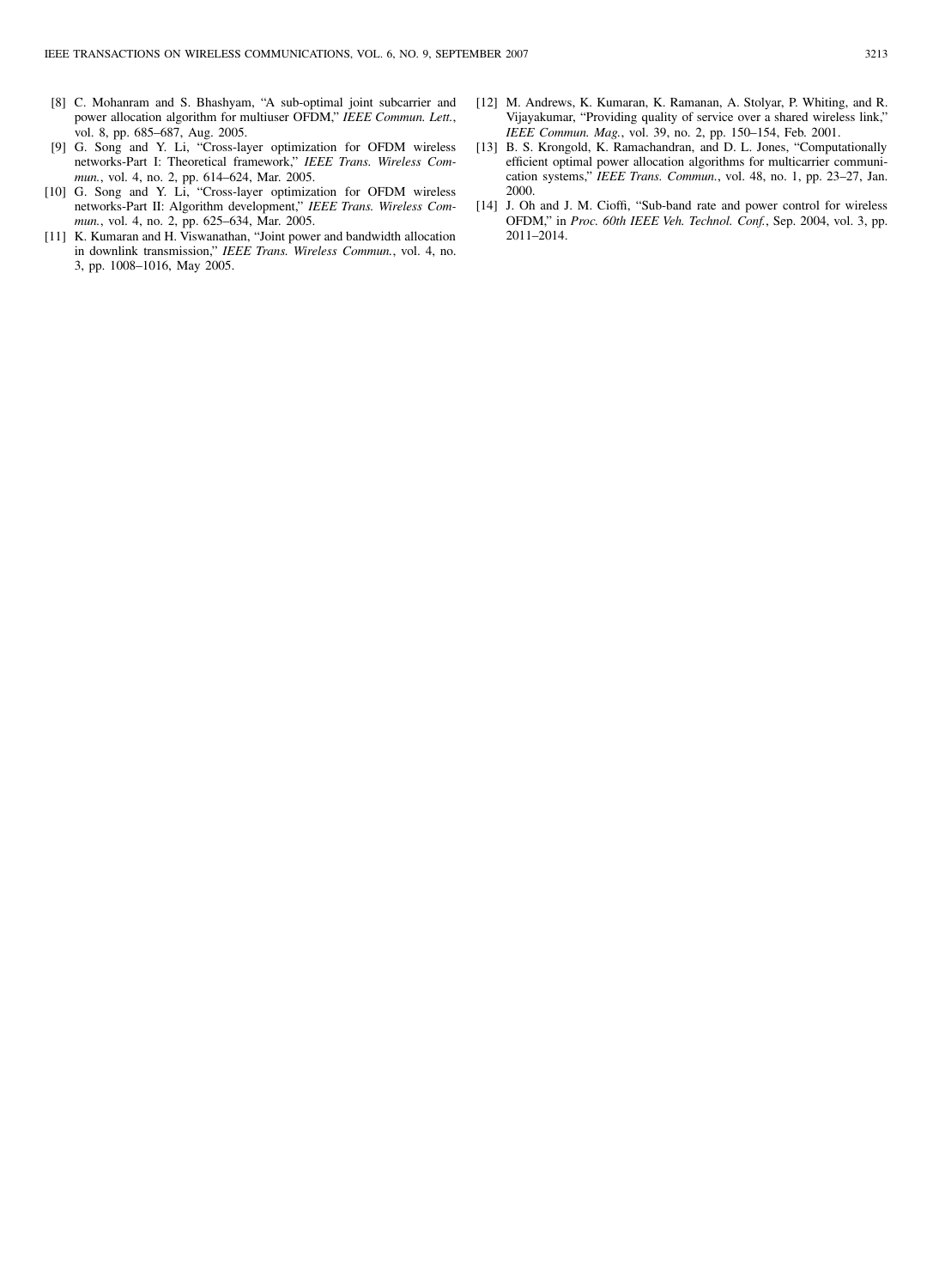[8] C. Mohanram and S. Bhashyam, "A sub-optimal joint subcarrier and power allocation algorithm for multiuser OFDM," *IEEE Commun. Lett.*, vol. 8, pp. 685–687, Aug. 2005.

[9] G. Song and Y. Li, "Cross-layer optimization for OFDM wireless networks-Part I: Theoretical framework," *IEEE Trans. Wireless Commun.*, vol. 4, no. 2, pp. 614–624, Mar. 2005.

[10] G. Song and Y. Li, "Cross-layer optimization for OFDM wireless networks-Part II: Algorithm development," *IEEE Trans. Wireless Commun.*, vol. 4, no. 2, pp. 625–634, Mar. 2005.

[11] K. Kumaran and H. Viswanathan, "Joint power and bandwidth allocation in downlink transmission," *IEEE Trans. Wireless Commun.*, vol. 4, no. 3, pp. 1008–1016, May 2005.

[12] M. Andrews, K. Kumaran, K. Ramanan, A. Stolyar, P. Whiting, and R. Vijayakumar, "Providing quality of service over a shared wireless link," *IEEE Commun. Mag.*, vol. 39, no. 2, pp. 150–154, Feb. 2001.

[13] B. S. Krongold, K. Ramachandran, and D. L. Jones, "Computationally efficient optimal power allocation algorithms for multicarrier communication systems," *IEEE Trans. Commun.*, vol. 48, no. 1, pp. 23–27, Jan. 2000.

[14] J. Oh and J. M. Cioffi, "Sub-band rate and power control for wireless OFDM," in *Proc. 60th IEEE Veh. Technol. Conf.*, Sep. 2004, vol. 3, pp. 2011–2014.